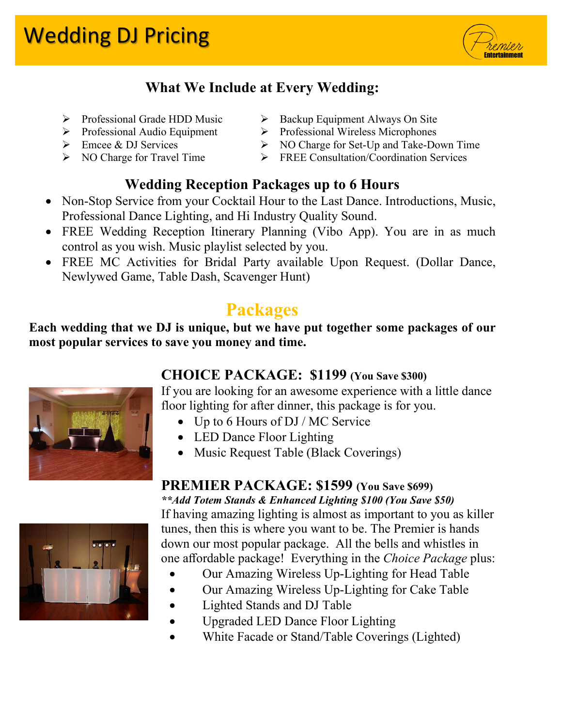# Wedding DJ Pricing

## What We Include at Every Wedding:

- Professional Grade HDD Music
- Professional Audio Equipment
- Emcee & DJ Services
- NO Charge for Travel Time
- Backup Equipment Always On Site
- Professional Wireless Microphones
- NO Charge for Set-Up and Take-Down Time
- FREE Consultation/Coordination Services

## Wedding Reception Packages up to 6 Hours

- Non-Stop Service from your Cocktail Hour to the Last Dance. Introductions, Music, Professional Dance Lighting, and Hi Industry Quality Sound.
- FREE Wedding Reception Itinerary Planning (Vibo App). You are in as much control as you wish. Music playlist selected by you.
- FREE MC Activities for Bridal Party available Upon Request. (Dollar Dance, Newlywed Game, Table Dash, Scavenger Hunt)

# Packages

**Each wedding that we DJ is unique, but we have put together some packages of our most popular services to save you money and time.**

### CHOICE PACKAGE: $1199 (You Save $300)

If you are looking for an awesome experience with a little dance floor lighting for after dinner, this package is for you.

- Up to 6 Hours of DJ / MC Service
- LED Dance Floor Lighting
- Music Request Table (Black Coverings)

### PREMIER PACKAGE: $1599 (You Save $699)

***\*\*Add Totem Stands & Enhanced Lighting $100 (You Save $50)***

If having amazing lighting is almost as important to you as killer tunes, then this is where you want to be. The Premier is hands down our most popular package. All the bells and whistles in one affordable package! Everything in the *Choice Package* plus:

- Our Amazing Wireless Up-Lighting for Head Table
- Our Amazing Wireless Up-Lighting for Cake Table
- Lighted Stands and DJ Table
- Upgraded LED Dance Floor Lighting
- White Facade or Stand/Table Coverings (Lighted)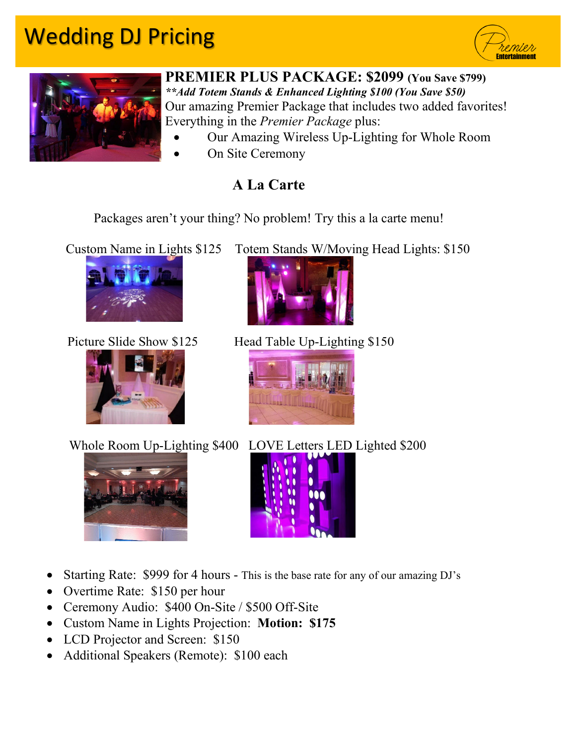# Wedding DJ Pricing

**PREMIER PLUS PACKAGE: $2099** **(You Save $799)**

***\*\*Add Totem Stands & Enhanced Lighting $100 (You Save $50)***

Our amazing Premier Package that includes two added favorites!
Everything in the *Premier Package* plus:

- Our Amazing Wireless Up-Lighting for Whole Room
- On Site Ceremony

## A La Carte

Packages aren't your thing? No problem! Try this a la carte menu!

Custom Name in Lights $125

Totem Stands W/Moving Head Lights: $150

Picture Slide Show $125

Head Table Up-Lighting $150

Whole Room Up-Lighting $400

LOVE Letters LED Lighted $200

- Starting Rate: $999 for 4 hours - This is the base rate for any of our amazing DJ's
- Overtime Rate: $150 per hour
- Ceremony Audio: $400 On-Site / $500 Off-Site
- Custom Name in Lights Projection: **Motion: $175**
- LCD Projector and Screen: $150
- Additional Speakers (Remote): $100 each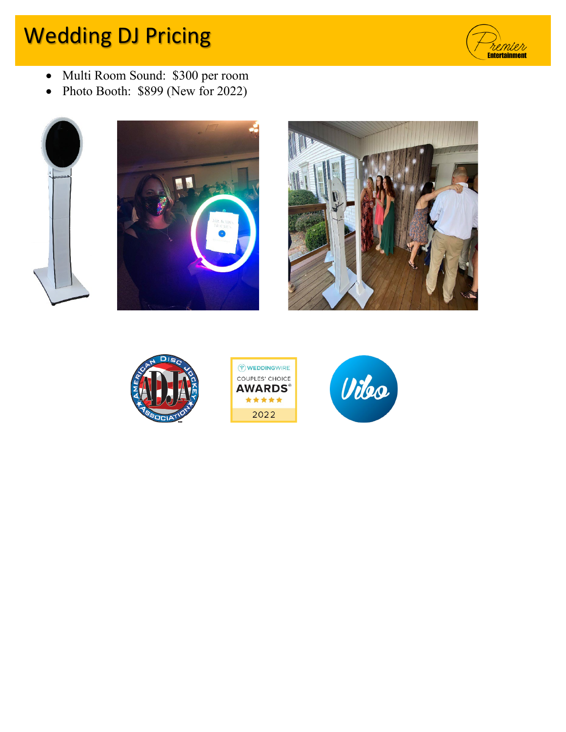# Wedding DJ Pricing

- Multi Room Sound: $300 per room
- Photo Booth: $899 (New for 2022)